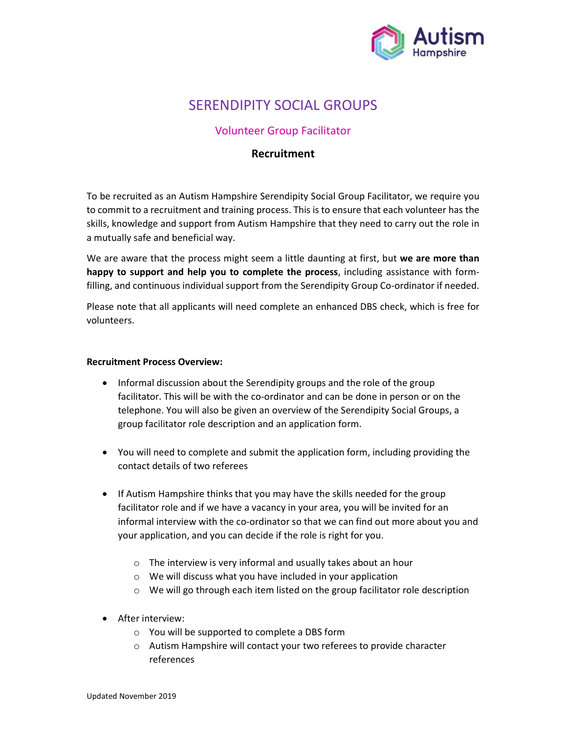# SERENDIPITY SOCIAL GROUPS

## Volunteer Group Facilitator

### Recruitment

To be recruited as an Autism Hampshire Serendipity Social Group Facilitator, we require you to commit to a recruitment and training process. This is to ensure that each volunteer has the skills, knowledge and support from Autism Hampshire that they need to carry out the role in a mutually safe and beneficial way.

We are aware that the process might seem a little daunting at first, but **we are more than happy to support and help you to complete the process**, including assistance with form-filling, and continuous individual support from the Serendipity Group Co-ordinator if needed.

Please note that all applicants will need complete an enhanced DBS check, which is free for volunteers.

**Recruitment Process Overview:**

- Informal discussion about the Serendipity groups and the role of the group facilitator. This will be with the co-ordinator and can be done in person or on the telephone. You will also be given an overview of the Serendipity Social Groups, a group facilitator role description and an application form.

- You will need to complete and submit the application form, including providing the contact details of two referees

- If Autism Hampshire thinks that you may have the skills needed for the group facilitator role and if we have a vacancy in your area, you will be invited for an informal interview with the co-ordinator so that we can find out more about you and your application, and you can decide if the role is right for you.
  - The interview is very informal and usually takes about an hour
  - We will discuss what you have included in your application
  - We will go through each item listed on the group facilitator role description

- After interview:
  - You will be supported to complete a DBS form
  - Autism Hampshire will contact your two referees to provide character references

Updated November 2019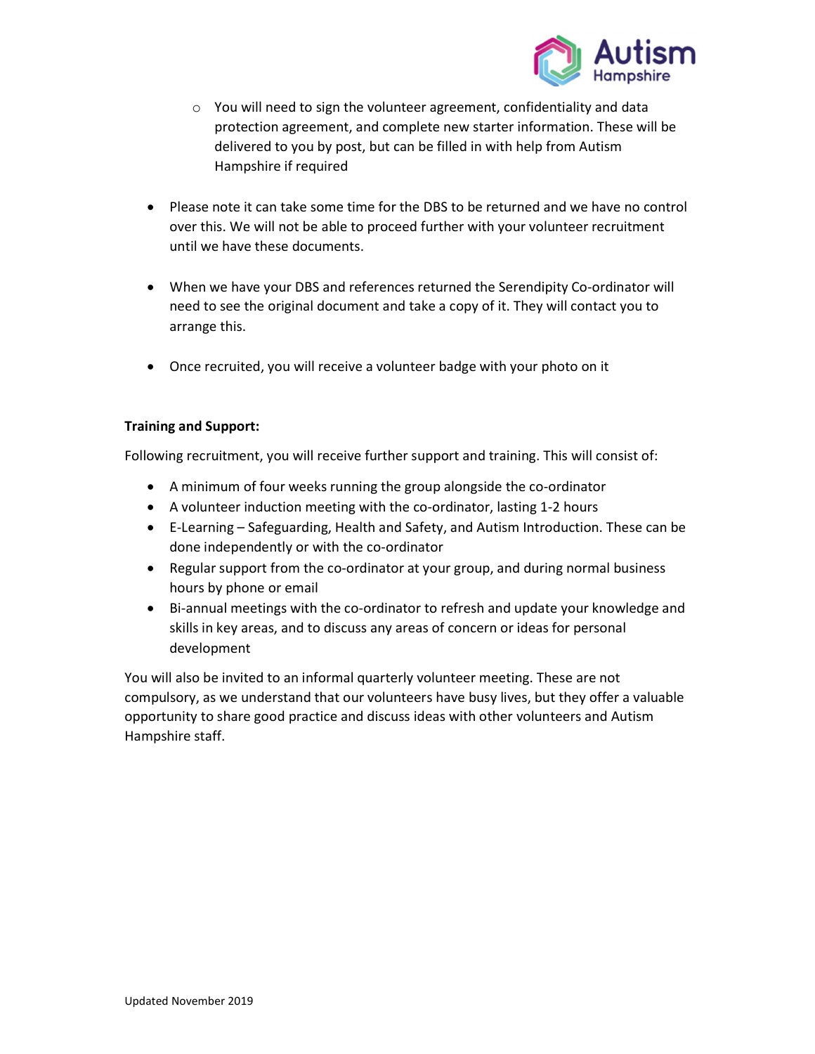- You will need to sign the volunteer agreement, confidentiality and data protection agreement, and complete new starter information. These will be delivered to you by post, but can be filled in with help from Autism Hampshire if required

- Please note it can take some time for the DBS to be returned and we have no control over this. We will not be able to proceed further with your volunteer recruitment until we have these documents.

- When we have your DBS and references returned the Serendipity Co-ordinator will need to see the original document and take a copy of it. They will contact you to arrange this.

- Once recruited, you will receive a volunteer badge with your photo on it

**Training and Support:**

Following recruitment, you will receive further support and training. This will consist of:

- A minimum of four weeks running the group alongside the co-ordinator
- A volunteer induction meeting with the co-ordinator, lasting 1-2 hours
- E-Learning – Safeguarding, Health and Safety, and Autism Introduction. These can be done independently or with the co-ordinator
- Regular support from the co-ordinator at your group, and during normal business hours by phone or email
- Bi-annual meetings with the co-ordinator to refresh and update your knowledge and skills in key areas, and to discuss any areas of concern or ideas for personal development

You will also be invited to an informal quarterly volunteer meeting. These are not compulsory, as we understand that our volunteers have busy lives, but they offer a valuable opportunity to share good practice and discuss ideas with other volunteers and Autism Hampshire staff.

Updated November 2019